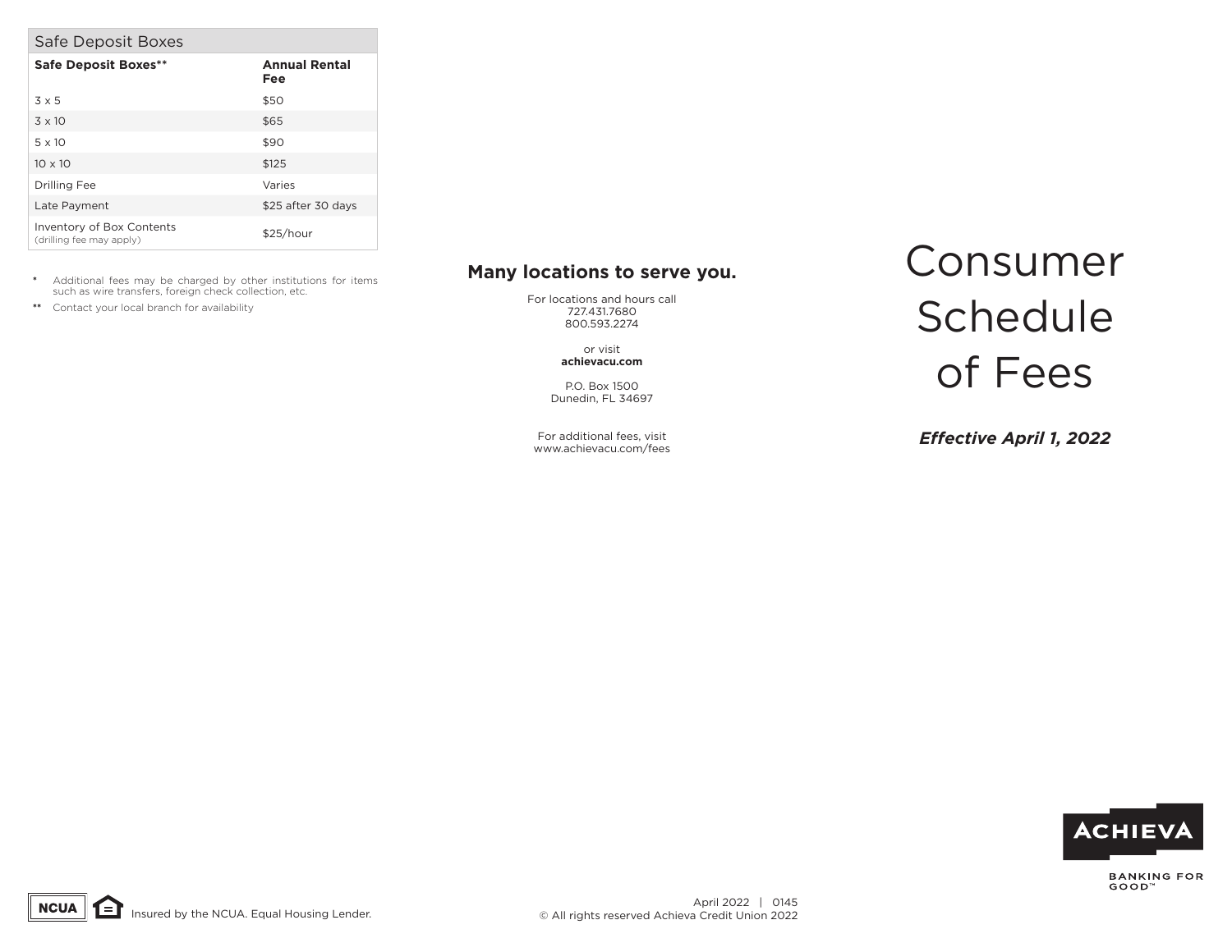## Safe Deposit Boxes

| Safe Deposit Boxes** | Annual Rental Fee |
|---|---|
| 3 x 5 | $50 |
| 3 x 10 | $65 |
| 5 x 10 | $90 |
| 10 x 10 | $125 |
| Drilling Fee | Varies |
| Late Payment | $25 after 30 days |
| Inventory of Box Contents (drilling fee may apply) | $25/hour |

* Additional fees may be charged by other institutions for items such as wire transfers, foreign check collection, etc.

** Contact your local branch for availability

## Many locations to serve you.

For locations and hours call
727.431.7680
800.593.2274

or visit
**achievacu.com**

P.O. Box 1500
Dunedin, FL 34697

For additional fees, visit
www.achievacu.com/fees

# Consumer Schedule of Fees

***Effective April 1, 2022***

ACHIEVA

BANKING FOR GOOD™

NCUA Insured by the NCUA. Equal Housing Lender.

April 2022 | 0145
© All rights reserved Achieva Credit Union 2022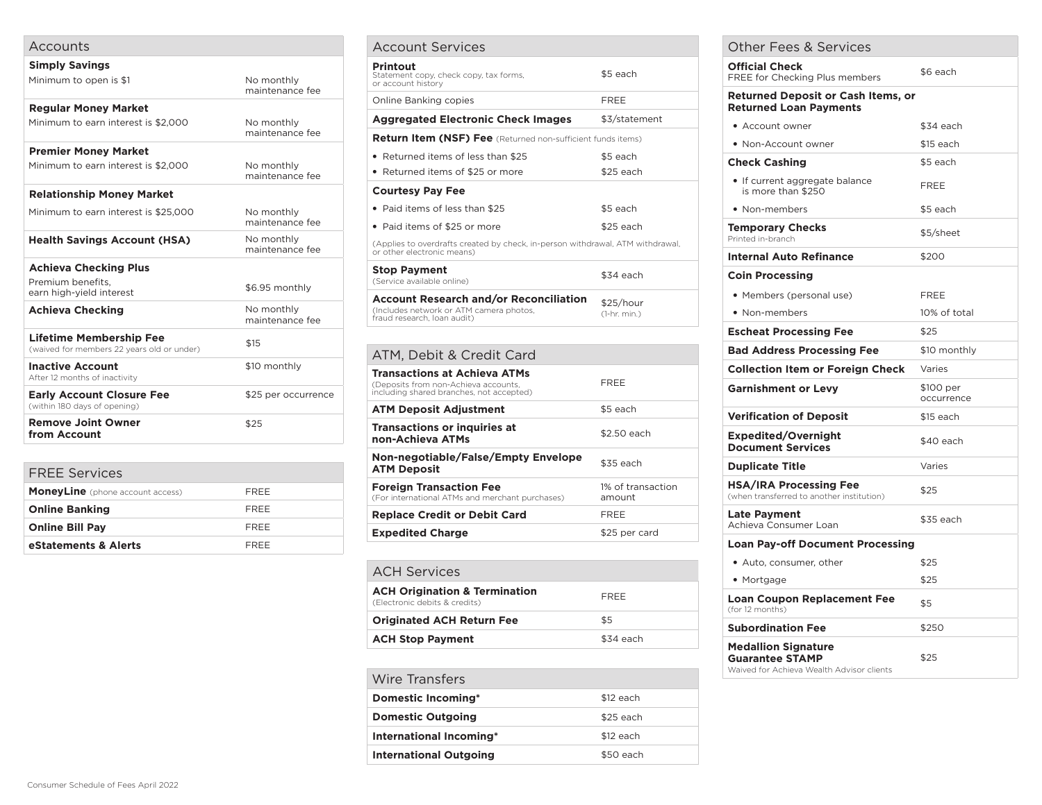## Accounts

| | |
|---|---|
| **Simply Savings** | |
| Minimum to open is $1 | No monthly maintenance fee |
| **Regular Money Market** | |
| Minimum to earn interest is $2,000 | No monthly maintenance fee |
| **Premier Money Market** | |
| Minimum to earn interest is $2,000 | No monthly maintenance fee |
| **Relationship Money Market** | |
| Minimum to earn interest is $25,000 | No monthly maintenance fee |
| **Health Savings Account (HSA)** | No monthly maintenance fee |
| **Achieva Checking Plus** | |
| Premium benefits, earn high-yield interest | $6.95 monthly |
| **Achieva Checking** | No monthly maintenance fee |
| **Lifetime Membership Fee** (waived for members 22 years old or under) | $15 |
| **Inactive Account** After 12 months of inactivity | $10 monthly |
| **Early Account Closure Fee** (within 180 days of opening) | $25 per occurrence |
| **Remove Joint Owner from Account** | $25 |

## FREE Services

| | |
|---|---|
| **MoneyLine** (phone account access) | FREE |
| **Online Banking** | FREE |
| **Online Bill Pay** | FREE |
| **eStatements & Alerts** | FREE |

## Account Services

| | |
|---|---|
| **Printout** Statement copy, check copy, tax forms, or account history | $5 each |
| Online Banking copies | FREE |
| **Aggregated Electronic Check Images** | $3/statement |
| **Return Item (NSF) Fee** (Returned non-sufficient funds items) | |
| • Returned items of less than $25 | $5 each |
| • Returned items of $25 or more | $25 each |
| **Courtesy Pay Fee** | |
| • Paid items of less than $25 | $5 each |
| • Paid items of $25 or more | $25 each |
| (Applies to overdrafts created by check, in-person withdrawal, ATM withdrawal, or other electronic means) | |
| **Stop Payment** (Service available online) | $34 each |
| **Account Research and/or Reconciliation** (Includes network or ATM camera photos, fraud research, loan audit) | $25/hour (1-hr. min.) |

## ATM, Debit & Credit Card

| | |
|---|---|
| **Transactions at Achieva ATMs** (Deposits from non-Achieva accounts, including shared branches, not accepted) | FREE |
| **ATM Deposit Adjustment** | $5 each |
| **Transactions or inquiries at non-Achieva ATMs** | $2.50 each |
| **Non-negotiable/False/Empty Envelope ATM Deposit** | $35 each |
| **Foreign Transaction Fee** (For international ATMs and merchant purchases) | 1% of transaction amount |
| **Replace Credit or Debit Card** | FREE |
| **Expedited Charge** | $25 per card |

## ACH Services

| | |
|---|---|
| **ACH Origination & Termination** (Electronic debits & credits) | FREE |
| **Originated ACH Return Fee** | $5 |
| **ACH Stop Payment** | $34 each |

## Wire Transfers

| | |
|---|---|
| **Domestic Incoming*** | $12 each |
| **Domestic Outgoing** | $25 each |
| **International Incoming*** | $12 each |
| **International Outgoing** | $50 each |

## Other Fees & Services

| | |
|---|---|
| **Official Check** FREE for Checking Plus members | $6 each |
| **Returned Deposit or Cash Items, or Returned Loan Payments** | |
| • Account owner | $34 each |
| • Non-Account owner | $15 each |
| **Check Cashing** | $5 each |
| • If current aggregate balance is more than $250 | FREE |
| • Non-members | $5 each |
| **Temporary Checks** Printed in-branch | $5/sheet |
| **Internal Auto Refinance** | $200 |
| **Coin Processing** | |
| • Members (personal use) | FREE |
| • Non-members | 10% of total |
| **Escheat Processing Fee** | $25 |
| **Bad Address Processing Fee** | $10 monthly |
| **Collection Item or Foreign Check** | Varies |
| **Garnishment or Levy** | $100 per occurrence |
| **Verification of Deposit** | $15 each |
| **Expedited/Overnight Document Services** | $40 each |
| **Duplicate Title** | Varies |
| **HSA/IRA Processing Fee** (when transferred to another institution) | $25 |
| **Late Payment** Achieva Consumer Loan | $35 each |
| **Loan Pay-off Document Processing** | |
| • Auto, consumer, other | $25 |
| • Mortgage | $25 |
| **Loan Coupon Replacement Fee** (for 12 months) | $5 |
| **Subordination Fee** | $250 |
| **Medallion Signature Guarantee STAMP** Waived for Achieva Wealth Advisor clients | $25 |

Consumer Schedule of Fees April 2022